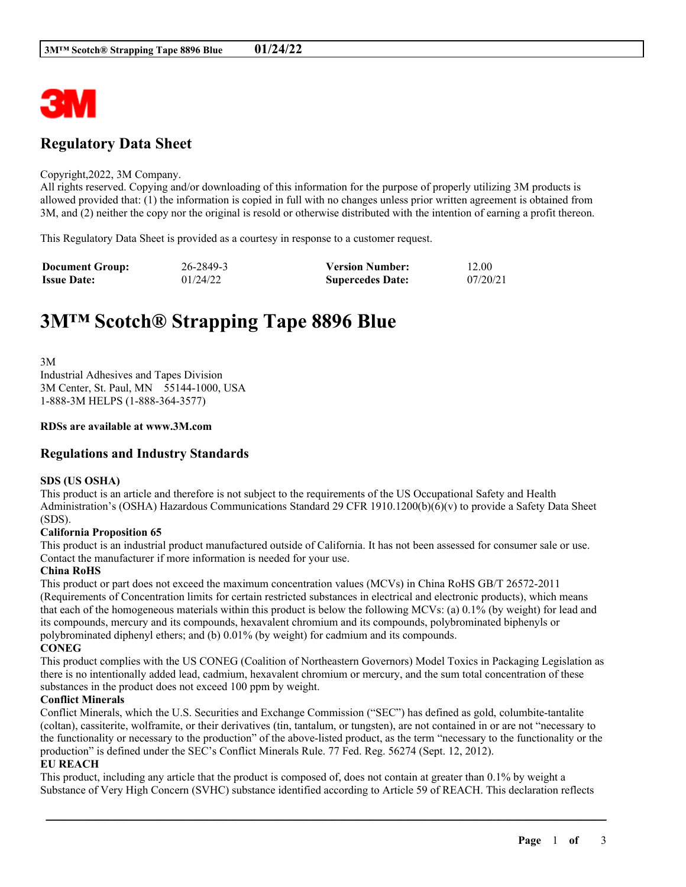# Regulatory Data Sheet

Copyright,2022, 3M Company.
All rights reserved. Copying and/or downloading of this information for the purpose of properly utilizing 3M products is allowed provided that: (1) the information is copied in full with no changes unless prior written agreement is obtained from 3M, and (2) neither the copy nor the original is resold or otherwise distributed with the intention of earning a profit thereon.

This Regulatory Data Sheet is provided as a courtesy in response to a customer request.

| **Document Group:** | 26-2849-3 | **Version Number:** | 12.00 |
|---|---|---|---|
| **Issue Date:** | 01/24/22 | **Supercedes Date:** | 07/20/21 |

# 3M™ Scotch® Strapping Tape 8896 Blue

3M
Industrial Adhesives and Tapes Division
3M Center, St. Paul, MN 55144-1000, USA
1-888-3M HELPS (1-888-364-3577)

**RDSs are available at www.3M.com**

## Regulations and Industry Standards

**SDS (US OSHA)**
This product is an article and therefore is not subject to the requirements of the US Occupational Safety and Health Administration's (OSHA) Hazardous Communications Standard 29 CFR 1910.1200(b)(6)(v) to provide a Safety Data Sheet (SDS).

**California Proposition 65**
This product is an industrial product manufactured outside of California. It has not been assessed for consumer sale or use. Contact the manufacturer if more information is needed for your use.

**China RoHS**
This product or part does not exceed the maximum concentration values (MCVs) in China RoHS GB/T 26572-2011 (Requirements of Concentration limits for certain restricted substances in electrical and electronic products), which means that each of the homogeneous materials within this product is below the following MCVs: (a) 0.1% (by weight) for lead and its compounds, mercury and its compounds, hexavalent chromium and its compounds, polybrominated biphenyls or polybrominated diphenyl ethers; and (b) 0.01% (by weight) for cadmium and its compounds.

**CONEG**
This product complies with the US CONEG (Coalition of Northeastern Governors) Model Toxics in Packaging Legislation as there is no intentionally added lead, cadmium, hexavalent chromium or mercury, and the sum total concentration of these substances in the product does not exceed 100 ppm by weight.

**Conflict Minerals**
Conflict Minerals, which the U.S. Securities and Exchange Commission ("SEC") has defined as gold, columbite-tantalite (coltan), cassiterite, wolframite, or their derivatives (tin, tantalum, or tungsten), are not contained in or are not "necessary to the functionality or necessary to the production" of the above-listed product, as the term "necessary to the functionality or the production" is defined under the SEC's Conflict Minerals Rule. 77 Fed. Reg. 56274 (Sept. 12, 2012).

**EU REACH**
This product, including any article that the product is composed of, does not contain at greater than 0.1% by weight a Substance of Very High Concern (SVHC) substance identified according to Article 59 of REACH. This declaration reflects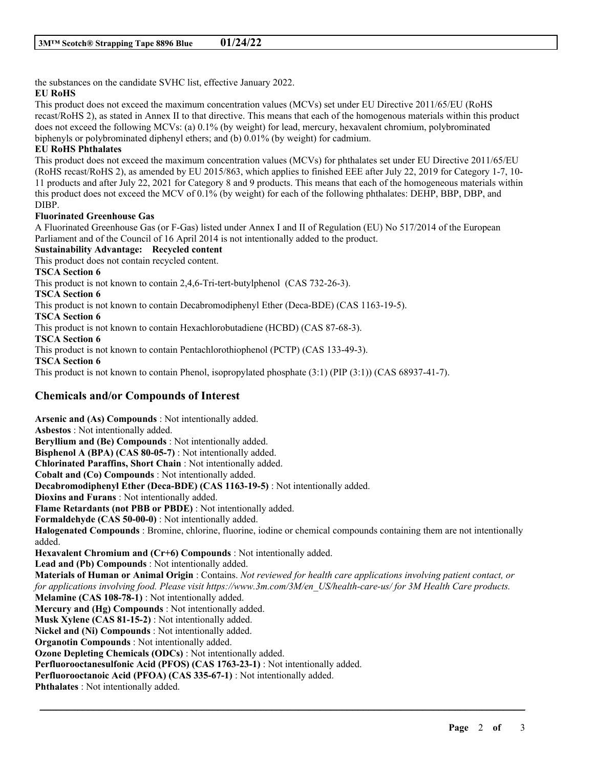the substances on the candidate SVHC list, effective January 2022.

**EU RoHS**

This product does not exceed the maximum concentration values (MCVs) set under EU Directive 2011/65/EU (RoHS recast/RoHS 2), as stated in Annex II to that directive. This means that each of the homogenous materials within this product does not exceed the following MCVs: (a) 0.1% (by weight) for lead, mercury, hexavalent chromium, polybrominated biphenyls or polybrominated diphenyl ethers; and (b) 0.01% (by weight) for cadmium.

**EU RoHS Phthalates**

This product does not exceed the maximum concentration values (MCVs) for phthalates set under EU Directive 2011/65/EU (RoHS recast/RoHS 2), as amended by EU 2015/863, which applies to finished EEE after July 22, 2019 for Category 1-7, 10-11 products and after July 22, 2021 for Category 8 and 9 products. This means that each of the homogeneous materials within this product does not exceed the MCV of 0.1% (by weight) for each of the following phthalates: DEHP, BBP, DBP, and DIBP.

**Fluorinated Greenhouse Gas**

A Fluorinated Greenhouse Gas (or F-Gas) listed under Annex I and II of Regulation (EU) No 517/2014 of the European Parliament and of the Council of 16 April 2014 is not intentionally added to the product.

**Sustainability Advantage: Recycled content**

This product does not contain recycled content.

**TSCA Section 6**

This product is not known to contain 2,4,6-Tri-tert-butylphenol (CAS 732-26-3).

**TSCA Section 6**

This product is not known to contain Decabromodiphenyl Ether (Deca-BDE) (CAS 1163-19-5).

**TSCA Section 6**

This product is not known to contain Hexachlorobutadiene (HCBD) (CAS 87-68-3).

**TSCA Section 6**

This product is not known to contain Pentachlorothiophenol (PCTP) (CAS 133-49-3).

**TSCA Section 6**

This product is not known to contain Phenol, isopropylated phosphate (3:1) (PIP (3:1)) (CAS 68937-41-7).

## Chemicals and/or Compounds of Interest

**Arsenic and (As) Compounds** : Not intentionally added.
**Asbestos** : Not intentionally added.
**Beryllium and (Be) Compounds** : Not intentionally added.
**Bisphenol A (BPA) (CAS 80-05-7)** : Not intentionally added.
**Chlorinated Paraffins, Short Chain** : Not intentionally added.
**Cobalt and (Co) Compounds** : Not intentionally added.
**Decabromodiphenyl Ether (Deca-BDE) (CAS 1163-19-5)** : Not intentionally added.
**Dioxins and Furans** : Not intentionally added.
**Flame Retardants (not PBB or PBDE)** : Not intentionally added.
**Formaldehyde (CAS 50-00-0)** : Not intentionally added.
**Halogenated Compounds** : Bromine, chlorine, fluorine, iodine or chemical compounds containing them are not intentionally added.
**Hexavalent Chromium and (Cr+6) Compounds** : Not intentionally added.
**Lead and (Pb) Compounds** : Not intentionally added.
**Materials of Human or Animal Origin** : Contains. *Not reviewed for health care applications involving patient contact, or for applications involving food. Please visit https://www.3m.com/3M/en_US/health-care-us/ for 3M Health Care products.*
**Melamine (CAS 108-78-1)** : Not intentionally added.
**Mercury and (Hg) Compounds** : Not intentionally added.
**Musk Xylene (CAS 81-15-2)** : Not intentionally added.
**Nickel and (Ni) Compounds** : Not intentionally added.
**Organotin Compounds** : Not intentionally added.
**Ozone Depleting Chemicals (ODCs)** : Not intentionally added.
**Perfluorooctanesulfonic Acid (PFOS) (CAS 1763-23-1)** : Not intentionally added.
**Perfluorooctanoic Acid (PFOA) (CAS 335-67-1)** : Not intentionally added.
**Phthalates** : Not intentionally added.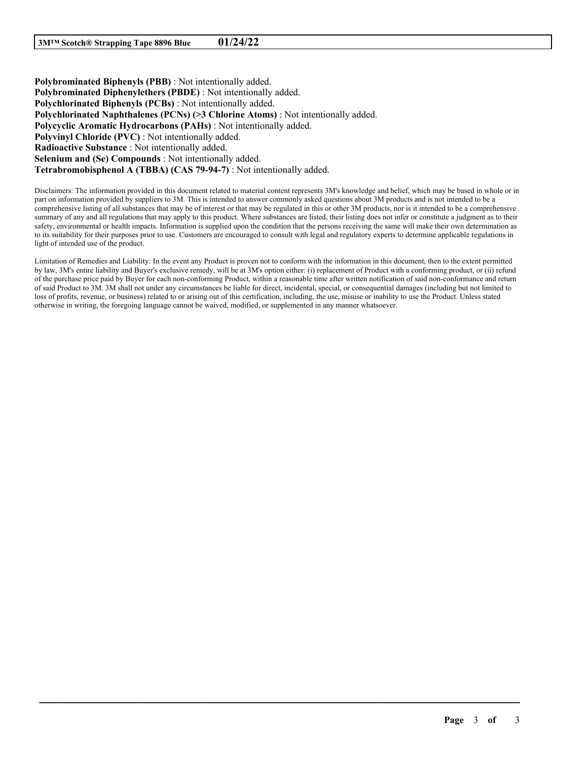**Polybrominated Biphenyls (PBB)** : Not intentionally added.
**Polybrominated Diphenylethers (PBDE)** : Not intentionally added.
**Polychlorinated Biphenyls (PCBs)** : Not intentionally added.
**Polychlorinated Naphthalenes (PCNs) (>3 Chlorine Atoms)** : Not intentionally added.
**Polycyclic Aromatic Hydrocarbons (PAHs)** : Not intentionally added.
**Polyvinyl Chloride (PVC)** : Not intentionally added.
**Radioactive Substance** : Not intentionally added.
**Selenium and (Se) Compounds** : Not intentionally added.
**Tetrabromobisphenol A (TBBA) (CAS 79-94-7)** : Not intentionally added.

Disclaimers: The information provided in this document related to material content represents 3M's knowledge and belief, which may be based in whole or in part on information provided by suppliers to 3M. This is intended to answer commonly asked questions about 3M products and is not intended to be a comprehensive listing of all substances that may be of interest or that may be regulated in this or other 3M products, nor is it intended to be a comprehensive summary of any and all regulations that may apply to this product. Where substances are listed, their listing does not infer or constitute a judgment as to their safety, environmental or health impacts. Information is supplied upon the condition that the persons receiving the same will make their own determination as to its suitability for their purposes prior to use. Customers are encouraged to consult with legal and regulatory experts to determine applicable regulations in light of intended use of the product.

Limitation of Remedies and Liability: In the event any Product is proven not to conform with the information in this document, then to the extent permitted by law, 3M's entire liability and Buyer's exclusive remedy, will be at 3M's option either: (i) replacement of Product with a conforming product, or (ii) refund of the purchase price paid by Buyer for each non-conforming Product, within a reasonable time after written notification of said non-conformance and return of said Product to 3M. 3M shall not under any circumstances be liable for direct, incidental, special, or consequential damages (including but not limited to loss of profits, revenue, or business) related to or arising out of this certification, including, the use, misuse or inability to use the Product. Unless stated otherwise in writing, the foregoing language cannot be waived, modified, or supplemented in any manner whatsoever.